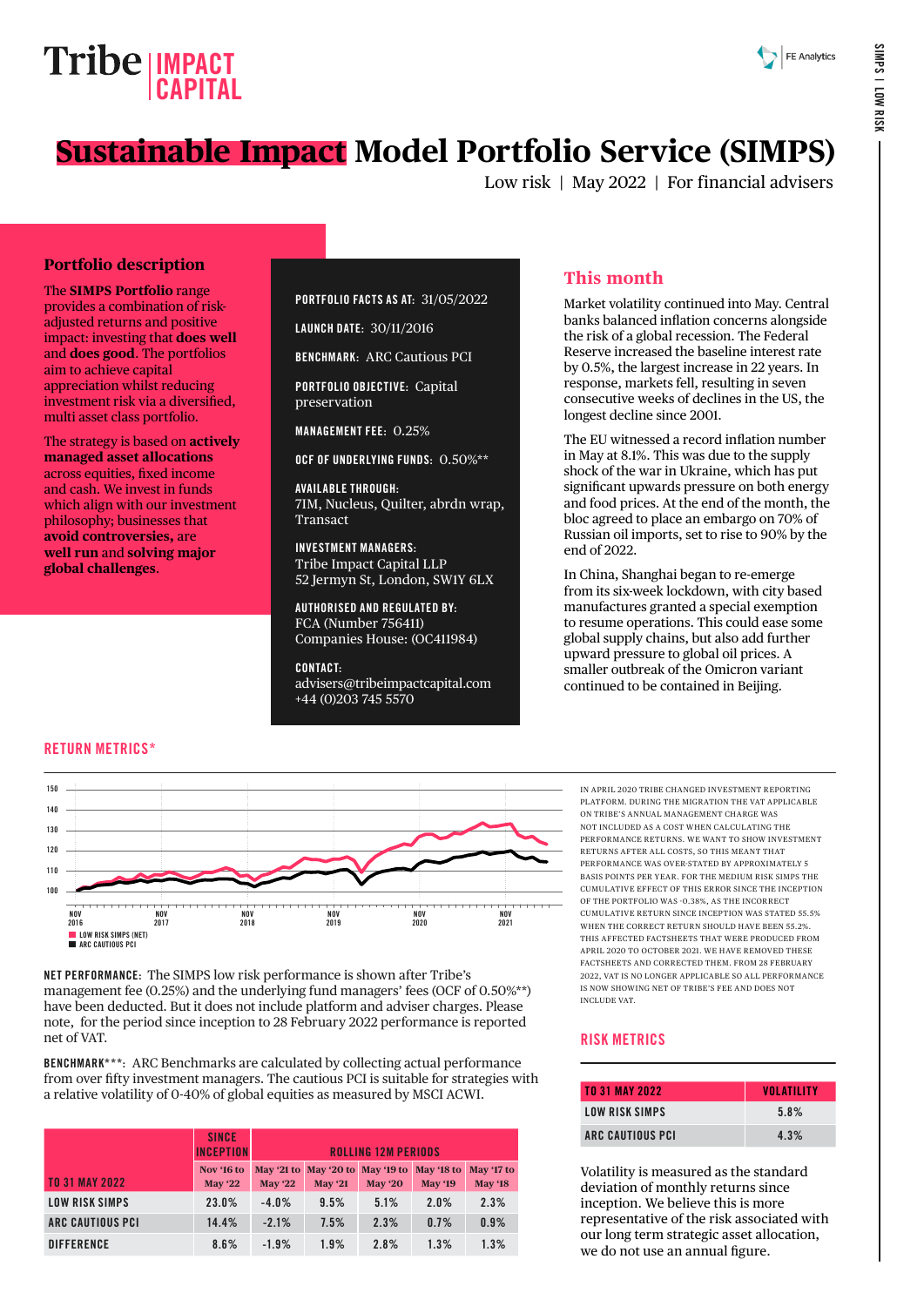# Tribe IMPACT CAPITAL

# Sustainable Impact Model Portfolio Service (SIMPS)

Low risk | May 2022 | For financial advisers

## Portfolio description

The **SIMPS Portfolio** range provides a combination of risk-adjusted returns and positive impact: investing that **does well** and **does good**. The portfolios aim to achieve capital appreciation whilst reducing investment risk via a diversified, multi asset class portfolio.

The strategy is based on **actively managed asset allocations** across equities, fixed income and cash. We invest in funds which align with our investment philosophy; businesses that **avoid controversies,** are **well run** and **solving major global challenges**.

**PORTFOLIO FACTS AS AT:** 31/05/2022

**LAUNCH DATE:** 30/11/2016

**BENCHMARK:** ARC Cautious PCI

**PORTFOLIO OBJECTIVE:** Capital preservation

**MANAGEMENT FEE:** 0.25%

**OCF OF UNDERLYING FUNDS:** 0.50%**

**AVAILABLE THROUGH:**
7IM, Nucleus, Quilter, abrdn wrap, Transact

**INVESTMENT MANAGERS:**
Tribe Impact Capital LLP
52 Jermyn St, London, SW1Y 6LX

**AUTHORISED AND REGULATED BY:**
FCA (Number 756411)
Companies House: (OC411984)

**CONTACT:**
advisers@tribeimpactcapital.com
+44 (0)203 745 5570

## This month

Market volatility continued into May. Central banks balanced inflation concerns alongside the risk of a global recession. The Federal Reserve increased the baseline interest rate by 0.5%, the largest increase in 22 years. In response, markets fell, resulting in seven consecutive weeks of declines in the US, the longest decline since 2001.

The EU witnessed a record inflation number in May at 8.1%. This was due to the supply shock of the war in Ukraine, which has put significant upwards pressure on both energy and food prices. At the end of the month, the bloc agreed to place an embargo on 70% of Russian oil imports, set to rise to 90% by the end of 2022.

In China, Shanghai began to re-emerge from its six-week lockdown, with city based manufactures granted a special exemption to resume operations. This could ease some global supply chains, but also add further upward pressure to global oil prices. A smaller outbreak of the Omicron variant continued to be contained in Beijing.

## RETURN METRICS*

Legend: LOW RISK SIMPS (NET); ARC CAUTIOUS PCI

**NET PERFORMANCE:** The SIMPS low risk performance is shown after Tribe's management fee (0.25%) and the underlying fund managers' fees (OCF of 0.50%**) have been deducted. But it does not include platform and adviser charges. Please note, for the period since inception to 28 February 2022 performance is reported net of VAT.

**BENCHMARK***:** ARC Benchmarks are calculated by collecting actual performance from over fifty investment managers. The cautious PCI is suitable for strategies with a relative volatility of 0-40% of global equities as measured by MSCI ACWI.

| TO 31 MAY 2022 | SINCE INCEPTION | ROLLING 12M PERIODS | | | | |
|---|---|---|---|---|---|---|
| | Nov '16 to May '22 | May '21 to May '22 | May '20 to May '21 | May '19 to May '20 | May '18 to May '19 | May '17 to May '18 |
| LOW RISK SIMPS | 23.0% | -4.0% | 9.5% | 5.1% | 2.0% | 2.3% |
| ARC CAUTIOUS PCI | 14.4% | -2.1% | 7.5% | 2.3% | 0.7% | 0.9% |
| DIFFERENCE | 8.6% | -1.9% | 1.9% | 2.8% | 1.3% | 1.3% |

IN APRIL 2020 TRIBE CHANGED INVESTMENT REPORTING PLATFORM. DURING THE MIGRATION THE VAT APPLICABLE ON TRIBE'S ANNUAL MANAGEMENT CHARGE WAS NOT INCLUDED AS A COST WHEN CALCULATING THE PERFORMANCE RETURNS. WE WANT TO SHOW INVESTMENT RETURNS AFTER ALL COSTS, SO THIS MEANT THAT PERFORMANCE WAS OVER-STATED BY APPROXIMATELY 5 BASIS POINTS PER YEAR. FOR THE MEDIUM RISK SIMPS THE CUMULATIVE EFFECT OF THIS ERROR SINCE THE INCEPTION OF THE PORTFOLIO WAS -0.38%, AS THE INCORRECT CUMULATIVE RETURN SINCE INCEPTION WAS STATED 55.5% WHEN THE CORRECT RETURN SHOULD HAVE BEEN 55.2%. THIS AFFECTED FACTSHEETS THAT WERE PRODUCED FROM APRIL 2020 TO OCTOBER 2021. WE HAVE REMOVED THESE FACTSHEETS AND CORRECTED THEM. FROM 28 FEBRUARY 2022, VAT IS NO LONGER APPLICABLE SO ALL PERFORMANCE IS NOW SHOWING NET OF TRIBE'S FEE AND DOES NOT INCLUDE VAT.

## RISK METRICS

| TO 31 MAY 2022 | VOLATILITY |
|---|---|
| LOW RISK SIMPS | 5.8% |
| ARC CAUTIOUS PCI | 4.3% |

Volatility is measured as the standard deviation of monthly returns since inception. We believe this is more representative of the risk associated with our long term strategic asset allocation, we do not use an annual figure.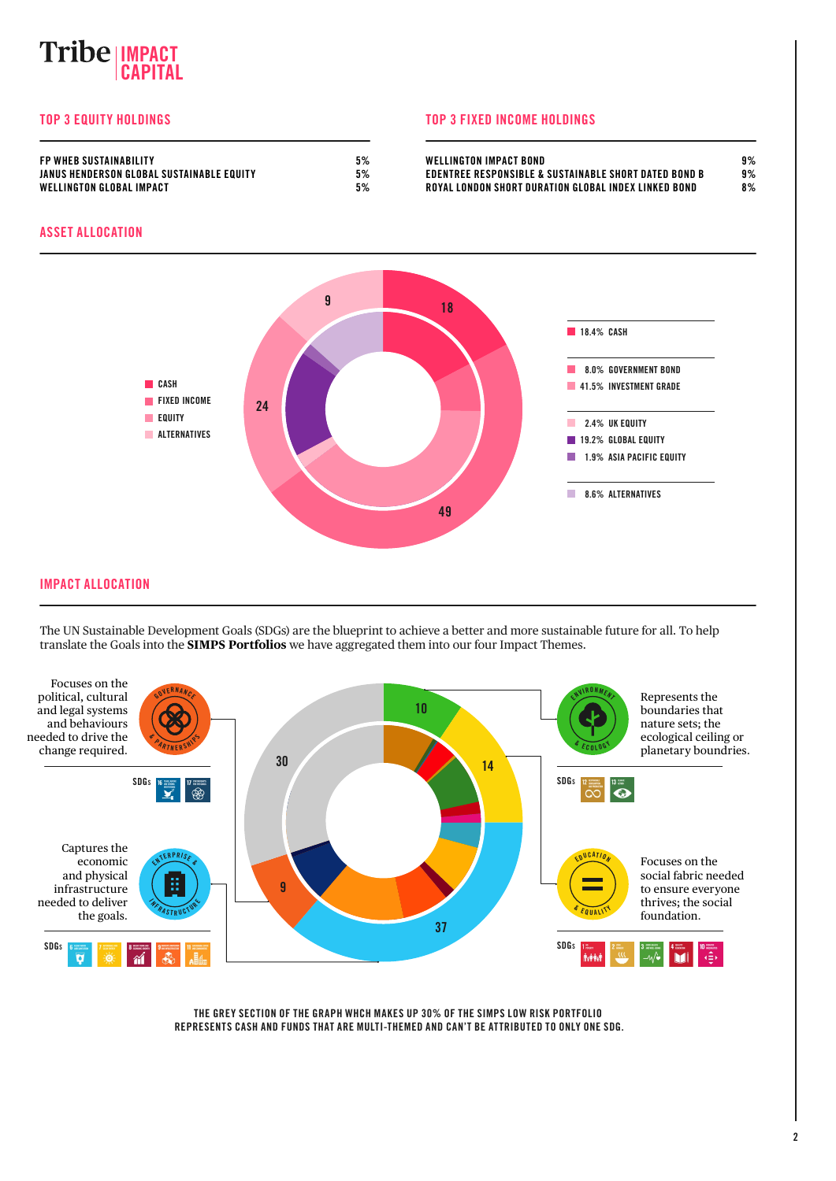## TOP 3 EQUITY HOLDINGS

| | |
|---|---|
| FP WHEB SUSTAINABILITY | 5% |
| JANUS HENDERSON GLOBAL SUSTAINABLE EQUITY | 5% |
| WELLINGTON GLOBAL IMPACT | 5% |

## TOP 3 FIXED INCOME HOLDINGS

| | |
|---|---|
| WELLINGTON IMPACT BOND | 9% |
| EDENTREE RESPONSIBLE & SUSTAINABLE SHORT DATED BOND B | 9% |
| ROYAL LONDON SHORT DURATION GLOBAL INDEX LINKED BOND | 8% |

## ASSET ALLOCATION

- CASH
- FIXED INCOME
- EQUITY
- ALTERNATIVES

18 · 49 · 24 · 9

- 18.4% CASH
- 8.0% GOVERNMENT BOND
- 41.5% INVESTMENT GRADE
- 2.4% UK EQUITY
- 19.2% GLOBAL EQUITY
- 1.9% ASIA PACIFIC EQUITY
- 8.6% ALTERNATIVES

## IMPACT ALLOCATION

The UN Sustainable Development Goals (SDGs) are the blueprint to achieve a better and more sustainable future for all. To help translate the Goals into the **SIMPS Portfolios** we have aggregated them into our four Impact Themes.

**GOVERNANCE & PARTNERSHIPS** – Focuses on the political, cultural and legal systems and behaviours needed to drive the change required.

SDGs: 16, 17

**ENVIRONMENT & ECOLOGY** – Represents the boundaries that nature sets; the ecological ceiling or planetary boundries.

SDGs: 12, 13

**ENTERPRISE & INFRASTRUCTURE** – Captures the economic and physical infrastructure needed to deliver the goals.

SDGs: 6, 7, 8, 9, 11

**EDUCATION & EQUALITY** – Focuses on the social fabric needed to ensure everyone thrives; the social foundation.

SDGs: 1, 2, 3, 4, 10

10 · 14 · 37 · 9 · 30

THE GREY SECTION OF THE GRAPH WHCH MAKES UP 30% OF THE SIMPS LOW RISK PORTFOLIO REPRESENTS CASH AND FUNDS THAT ARE MULTI-THEMED AND CAN'T BE ATTRIBUTED TO ONLY ONE SDG.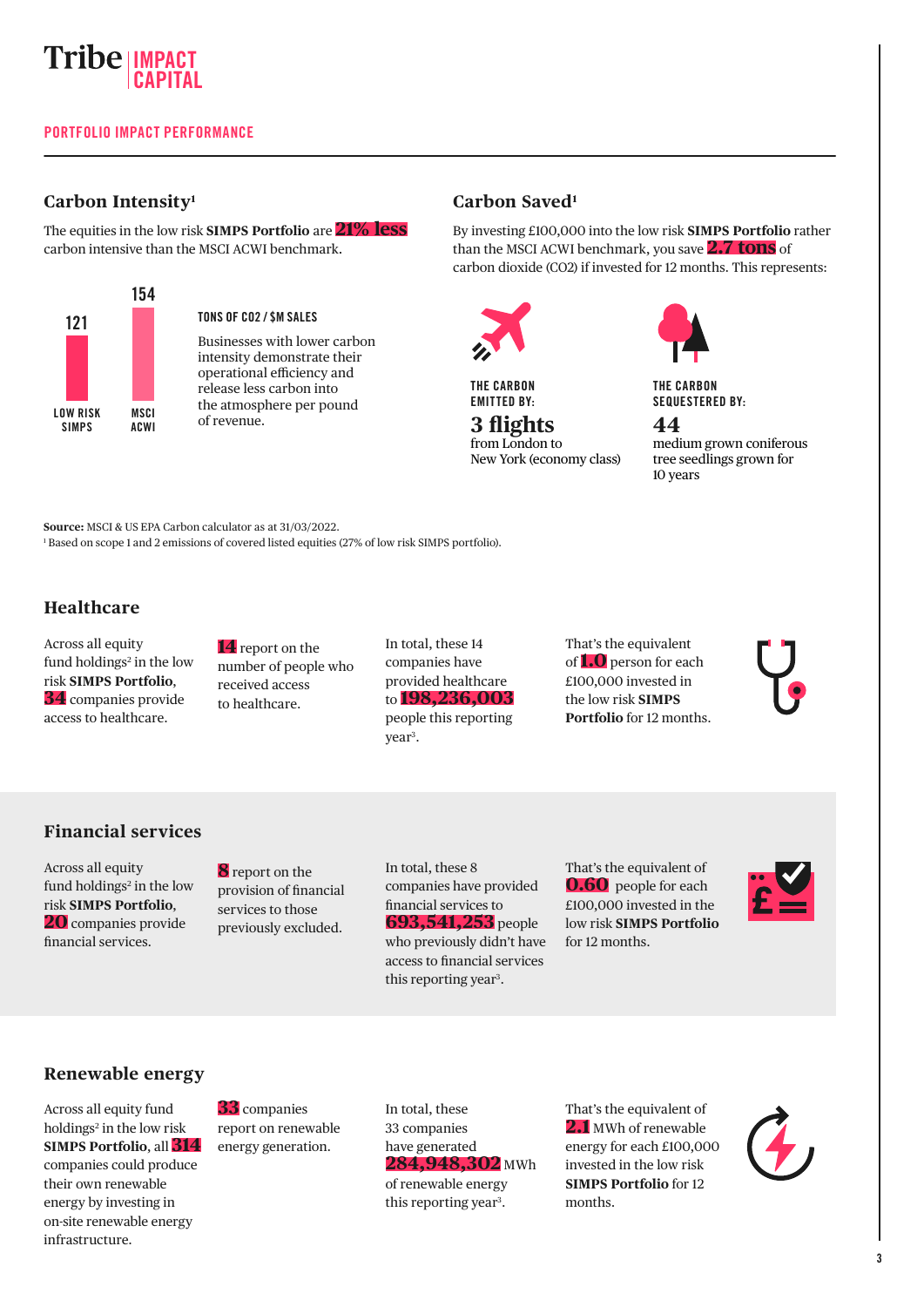**Tribe** IMPACT CAPITAL

## PORTFOLIO IMPACT PERFORMANCE

### Carbon Intensity[1]

The equities in the low risk **SIMPS Portfolio** are **21% less** carbon intensive than the MSCI ACWI benchmark.

| | LOW RISK SIMPS | MSCI ACWI |
|---|---|---|
| TONS OF CO2 / $M SALES | 121 | 154 |

**TONS OF CO2 / $M SALES**

Businesses with lower carbon intensity demonstrate their operational efficiency and release less carbon into the atmosphere per pound of revenue.

### Carbon Saved[1]

By investing £100,000 into the low risk **SIMPS Portfolio** rather than the MSCI ACWI benchmark, you save **2.7 tons** of carbon dioxide (CO2) if invested for 12 months. This represents:

**THE CARBON EMITTED BY:**
**3 flights** from London to New York (economy class)

**THE CARBON SEQUESTERED BY:**
**44** medium grown coniferous tree seedlings grown for 10 years

**Source:** MSCI & US EPA Carbon calculator as at 31/03/2022.
[1] Based on scope 1 and 2 emissions of covered listed equities (27% of low risk SIMPS portfolio).

### Healthcare

Across all equity fund holdings[2] in the low risk **SIMPS Portfolio**, **34** companies provide access to healthcare.

**14** report on the number of people who received access to healthcare.

In total, these 14 companies have provided healthcare to **198,236,003** people this reporting year[3].

That's the equivalent of **1.0** person for each £100,000 invested in the low risk **SIMPS Portfolio** for 12 months.

### Financial services

Across all equity fund holdings[2] in the low risk **SIMPS Portfolio**, **20** companies provide financial services.

**8** report on the provision of financial services to those previously excluded.

In total, these 8 companies have provided financial services to **693,541,253** people who previously didn't have access to financial services this reporting year[3].

That's the equivalent of **0.60** people for each £100,000 invested in the low risk **SIMPS Portfolio** for 12 months.

### Renewable energy

Across all equity fund holdings[2] in the low risk **SIMPS Portfolio**, all **314** companies could produce their own renewable energy by investing in on-site renewable energy infrastructure.

**33** companies report on renewable energy generation.

In total, these 33 companies have generated **284,948,302** MWh of renewable energy this reporting year[3].

That's the equivalent of **2.1** MWh of renewable energy for each £100,000 invested in the low risk **SIMPS Portfolio** for 12 months.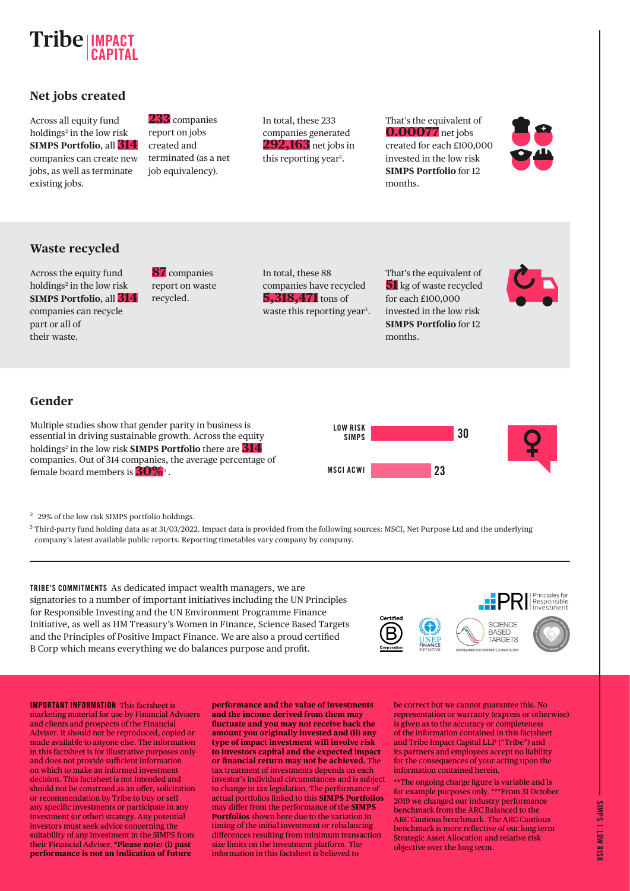# Tribe IMPACT CAPITAL

## Net jobs created

Across all equity fund holdings[2] in the low risk **SIMPS Portfolio**, all **314** companies can create new jobs, as well as terminate existing jobs.

**233** companies report on jobs created and terminated (as a net job equivalency).

In total, these 233 companies generated **292,163** net jobs in this reporting year[3].

That's the equivalent of **0.00077** net jobs created for each £100,000 invested in the low risk **SIMPS Portfolio** for 12 months.

## Waste recycled

Across the equity fund holdings[2] in the low risk **SIMPS Portfolio**, all **314** companies can recycle part or all of their waste.

**87** companies report on waste recycled.

In total, these 88 companies have recycled **5,318,471** tons of waste this reporting year[3].

That's the equivalent of **51** kg of waste recycled for each £100,000 invested in the low risk **SIMPS Portfolio** for 12 months.

## Gender

Multiple studies show that gender parity in business is essential in driving sustainable growth. Across the equity holdings[2] in the low risk **SIMPS Portfolio** there are **314** companies. Out of 314 companies, the average percentage of female board members is **30%**[3].

LOW RISK SIMPS 30

MSCI ACWI 23

[2] 29% of the low risk SIMPS portfolio holdings.

[3] Third-party fund holding data as at 31/03/2022. Impact data is provided from the following sources: MSCI, Net Purpose Ltd and the underlying company's latest available public reports. Reporting timetables vary company by company.

**TRIBE'S COMMITMENTS** As dedicated impact wealth managers, we are signatories to a number of important initiatives including the UN Principles for Responsible Investing and the UN Environment Programme Finance Initiative, as well as HM Treasury's Women in Finance, Science Based Targets and the Principles of Positive Impact Finance. We are also a proud certified B Corp which means everything we do balances purpose and profit.

**IMPORTANT INFORMATION** This factsheet is marketing material for use by Financial Advisers and clients and prospects of the Financial Adviser. It should not be reproduced, copied or made available to anyone else. The information in this factsheet is for illustrative purposes only and does not provide sufficient information on which to make an informed investment decision. This factsheet is not intended and should not be construed as an offer, solicitation or recommendation by Tribe to buy or sell any specific investments or participate in any investment (or other) strategy. Any potential investors must seek advice concerning the suitability of any investment in the SIMPS from their Financial Adviser. ***Please note: (i) past performance is not an indication of future performance and the value of investments and the income derived from them may fluctuate and you may not receive back the amount you originally invested and (ii) any type of impact investment will involve risk to investors capital and the expected impact or financial return may not be achieved.** The tax treatment of investments depends on each investor's individual circumstances and is subject to change in tax legislation. The performance of actual portfolios linked to this **SIMPS Portfolios** may differ from the performance of the **SIMPS Portfolios** shown here due to the variation in timing of the initial investment or rebalancing differences resulting from minimum transaction size limits on the Investment platform. The information in this factsheet is believed to be correct but we cannot guarantee this. No representation or warranty (express or otherwise) is given as to the accuracy or completeness of the information contained in this factsheet and Tribe Impact Capital LLP ("Tribe") and its partners and employees accept no liability for the consequences of your acting upon the information contained herein.

**The ongoing charge figure is variable and is for example purposes only. ***From 31 October 2019 we changed our industry performance benchmark from the ARC Balanced to the ARC Cautious benchmark. The ARC Cautious benchmark is more reflective of our long term Strategic Asset Allocation and relative risk objective over the long term.